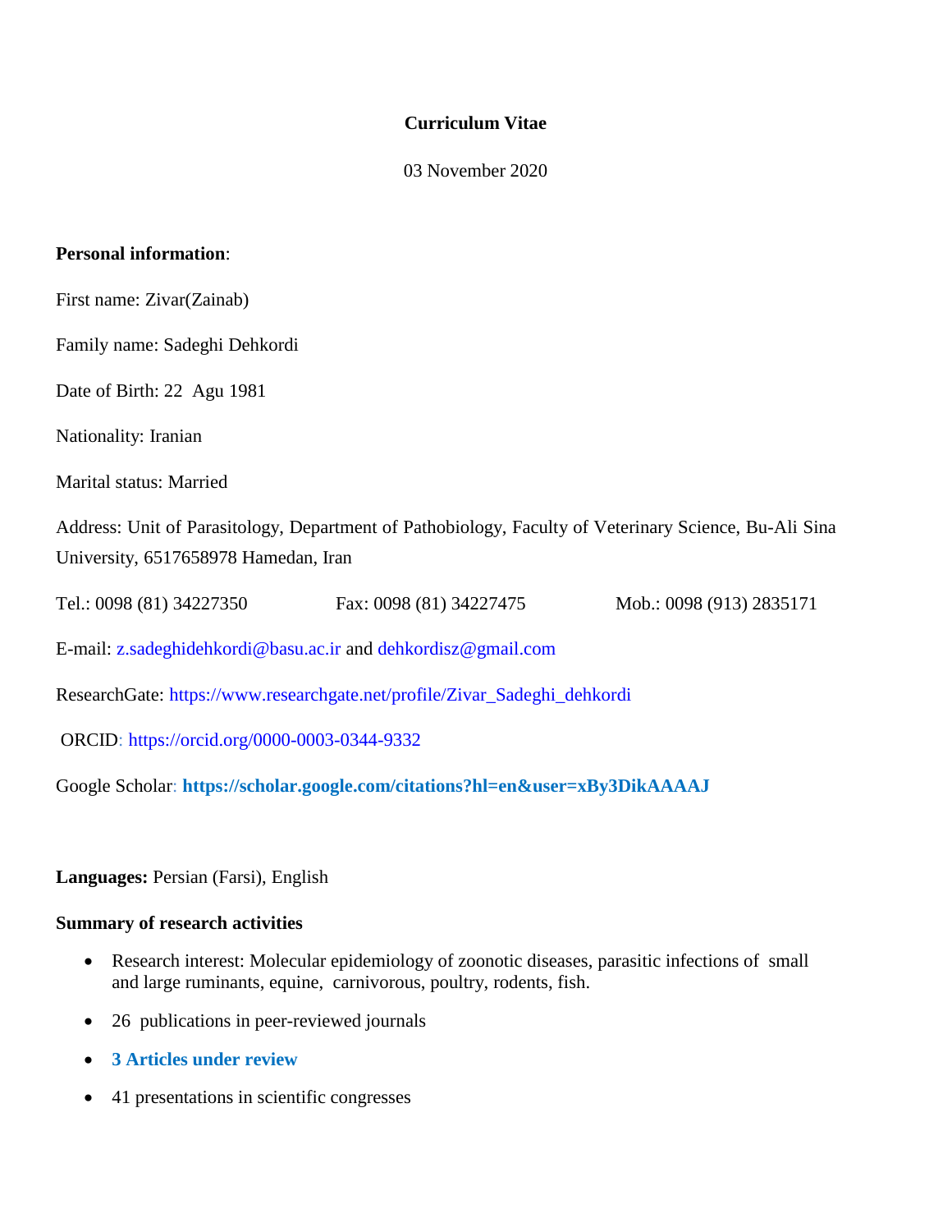# Curriculum Vitae

03 November 2020

**Personal information**:

First name: Zivar(Zainab)

Family name: Sadeghi Dehkordi

Date of Birth: 22 Agu 1981

Nationality: Iranian

Marital status: Married

Address: Unit of Parasitology, Department of Pathobiology, Faculty of Veterinary Science, Bu-Ali Sina University, 6517658978 Hamedan, Iran

Tel.: 0098 (81) 34227350 Fax: 0098 (81) 34227475 Mob.: 0098 (913) 2835171

E-mail: z.sadeghidehkordi@basu.ac.ir and dehkordisz@gmail.com

ResearchGate: https://www.researchgate.net/profile/Zivar_Sadeghi_dehkordi

ORCID: https://orcid.org/0000-0003-0344-9332

Google Scholar: **https://scholar.google.com/citations?hl=en&user=xBy3DikAAAAJ**

**Languages:** Persian (Farsi), English

**Summary of research activities**

- Research interest: Molecular epidemiology of zoonotic diseases, parasitic infections of small and large ruminants, equine, carnivorous, poultry, rodents, fish.
- 26 publications in peer-reviewed journals
- **3 Articles under review**
- 41 presentations in scientific congresses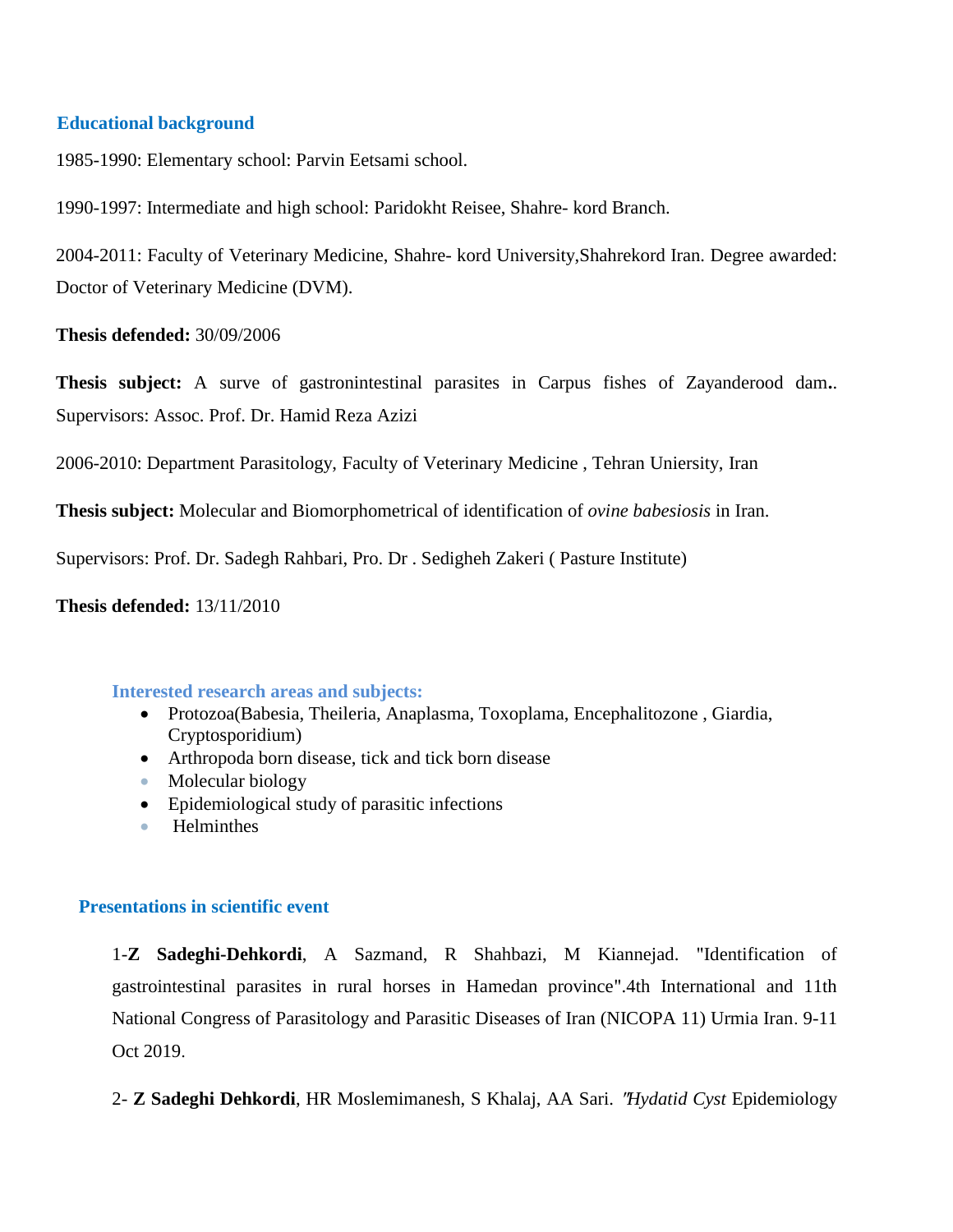## Educational background

1985-1990: Elementary school: Parvin Eetsami school.

1990-1997: Intermediate and high school: Paridokht Reisee, Shahre- kord Branch.

2004-2011: Faculty of Veterinary Medicine, Shahre- kord University,Shahrekord Iran. Degree awarded: Doctor of Veterinary Medicine (DVM).

**Thesis defended:** 30/09/2006

**Thesis subject:** A surve of gastronintestinal parasites in Carpus fishes of Zayanderood dam**.**. Supervisors: Assoc. Prof. Dr. Hamid Reza Azizi

2006-2010: Department Parasitology, Faculty of Veterinary Medicine , Tehran Uniersity, Iran

**Thesis subject:** Molecular and Biomorphometrical of identification of *ovine babesiosis* in Iran.

Supervisors: Prof. Dr. Sadegh Rahbari, Pro. Dr . Sedigheh Zakeri ( Pasture Institute)

**Thesis defended:** 13/11/2010

### Interested research areas and subjects:

- Protozoa(Babesia, Theileria, Anaplasma, Toxoplama, Encephalitozone , Giardia, Cryptosporidium)
- Arthropoda born disease, tick and tick born disease
- Molecular biology
- Epidemiological study of parasitic infections
- Helminthes

## Presentations in scientific event

1-**Z Sadeghi-Dehkordi**, A Sazmand, R Shahbazi, M Kiannejad. "Identification of gastrointestinal parasites in rural horses in Hamedan province".4th International and 11th National Congress of Parasitology and Parasitic Diseases of Iran (NICOPA 11) Urmia Iran. 9-11 Oct 2019.

2- **Z Sadeghi Dehkordi**, HR Moslemimanesh, S Khalaj, AA Sari. *"Hydatid Cyst* Epidemiology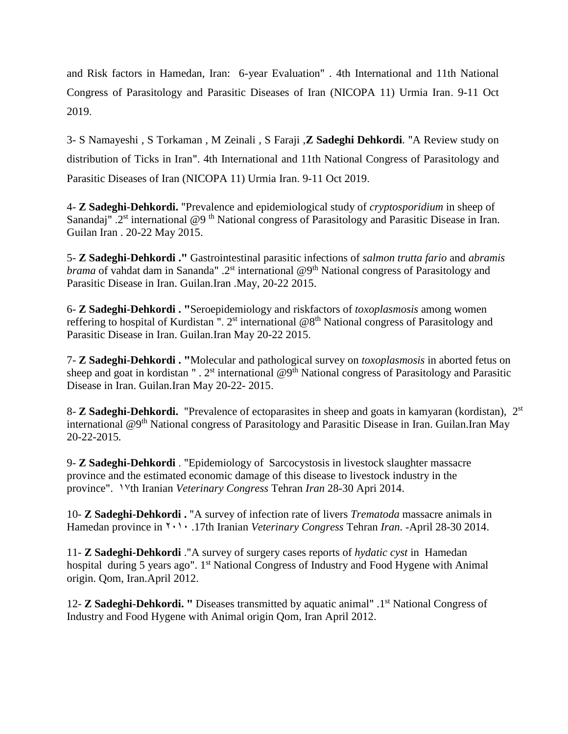and Risk factors in Hamedan, Iran: 6-year Evaluation" . 4th International and 11th National Congress of Parasitology and Parasitic Diseases of Iran (NICOPA 11) Urmia Iran. 9-11 Oct 2019.

3- S Namayeshi , S Torkaman , M Zeinali , S Faraji ,**Z Sadeghi Dehkordi**. "A Review study on distribution of Ticks in Iran". 4th International and 11th National Congress of Parasitology and Parasitic Diseases of Iran (NICOPA 11) Urmia Iran. 9-11 Oct 2019.

4- **Z Sadeghi-Dehkordi.** "Prevalence and epidemiological study of *cryptosporidium* in sheep of Sanandaj" .2st international @9 th National congress of Parasitology and Parasitic Disease in Iran. Guilan Iran . 20-22 May 2015.

5- **Z Sadeghi-Dehkordi ."** Gastrointestinal parasitic infections of *salmon trutta fario* and *abramis brama* of vahdat dam in Sananda" .2st international @9th National congress of Parasitology and Parasitic Disease in Iran. Guilan.Iran .May, 20-22 2015.

6- **Z Sadeghi-Dehkordi . "**Seroepidemiology and riskfactors of *toxoplasmosis* among women reffering to hospital of Kurdistan ". 2st international @8th National congress of Parasitology and Parasitic Disease in Iran. Guilan.Iran May 20-22 2015.

7- **Z Sadeghi-Dehkordi . "**Molecular and pathological survey on *toxoplasmosis* in aborted fetus on sheep and goat in kordistan " . 2st international @9th National congress of Parasitology and Parasitic Disease in Iran. Guilan.Iran May 20-22- 2015.

8- **Z Sadeghi-Dehkordi.** "Prevalence of ectoparasites in sheep and goats in kamyaran (kordistan), 2st international @9th National congress of Parasitology and Parasitic Disease in Iran. Guilan.Iran May 20-22-2015.

9- **Z Sadeghi-Dehkordi** . "Epidemiology of Sarcocystosis in livestock slaughter massacre province and the estimated economic damage of this disease to livestock industry in the province". ۱۷th Iranian *Veterinary Congress* Tehran *Iran* 28-30 Apri 2014.

10- **Z Sadeghi-Dehkordi .** "A survey of infection rate of livers *Trematoda* massacre animals in Hamedan province in ۲۰۱۰ .17th Iranian *Veterinary Congress* Tehran *Iran*. -April 28-30 2014.

11- **Z Sadeghi-Dehkordi** ."A survey of surgery cases reports of *hydatic cyst* in Hamedan hospital during 5 years ago". 1st National Congress of Industry and Food Hygene with Animal origin. Qom, Iran.April 2012.

12- **Z Sadeghi-Dehkordi. "** Diseases transmitted by aquatic animal" .1st National Congress of Industry and Food Hygene with Animal origin Qom, Iran April 2012.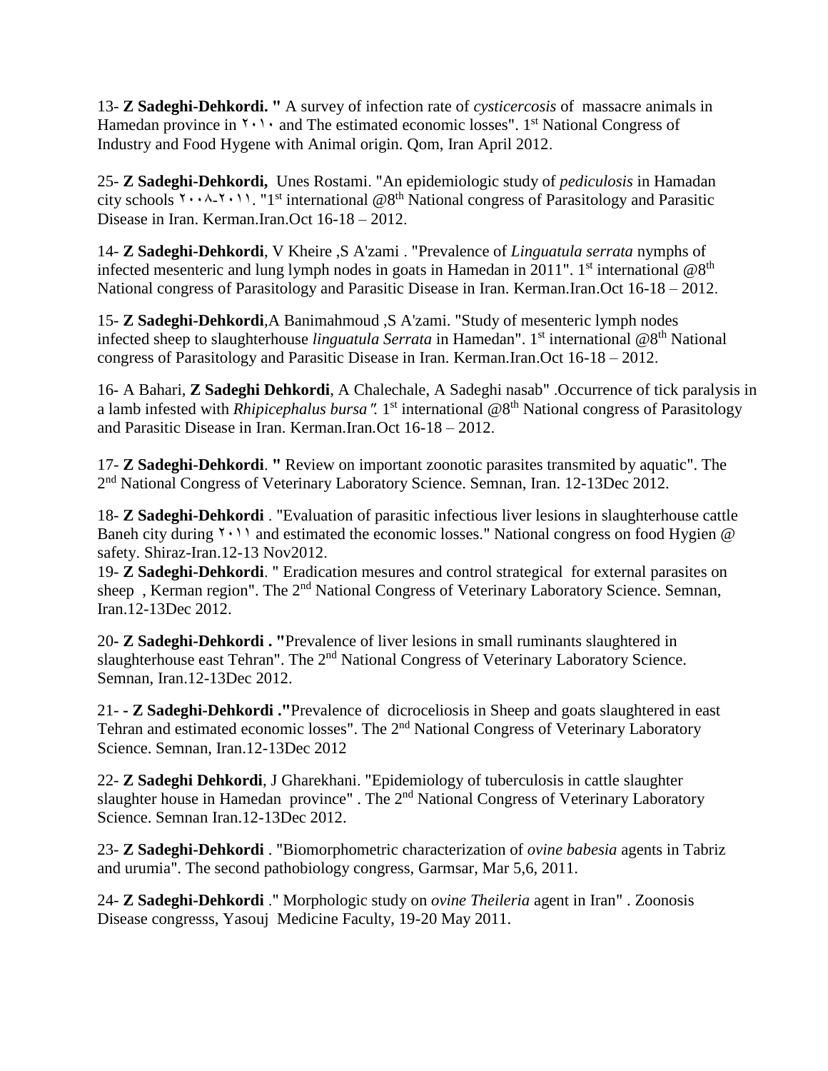13- **Z Sadeghi-Dehkordi. "** A survey of infection rate of *cysticercosis* of massacre animals in Hamedan province in ۲۰۱۰ and The estimated economic losses". 1st National Congress of Industry and Food Hygene with Animal origin. Qom, Iran April 2012.

25- **Z Sadeghi-Dehkordi,** Unes Rostami. "An epidemiologic study of *pediculosis* in Hamadan city schools ۲۰۰۸-۲۰۱۱. "1st international @8th National congress of Parasitology and Parasitic Disease in Iran. Kerman.Iran.Oct 16-18 – 2012.

14- **Z Sadeghi-Dehkordi**, V Kheire ,S A'zami . "Prevalence of *Linguatula serrata* nymphs of infected mesenteric and lung lymph nodes in goats in Hamedan in 2011". 1st international @8th National congress of Parasitology and Parasitic Disease in Iran. Kerman.Iran.Oct 16-18 – 2012.

15- **Z Sadeghi-Dehkordi**,A Banimahmoud ,S A'zami. "Study of mesenteric lymph nodes infected sheep to slaughterhouse *linguatula Serrata* in Hamedan". 1st international @8th National congress of Parasitology and Parasitic Disease in Iran. Kerman.Iran.Oct 16-18 – 2012.

16- A Bahari, **Z Sadeghi Dehkordi**, A Chalechale, A Sadeghi nasab" .Occurrence of tick paralysis in a lamb infested with *Rhipicephalus bursa".* 1st international @8th National congress of Parasitology and Parasitic Disease in Iran. Kerman.Iran.Oct 16-18 – 2012.

17- **Z Sadeghi-Dehkordi**. **"** Review on important zoonotic parasites transmited by aquatic". The 2nd National Congress of Veterinary Laboratory Science. Semnan, Iran. 12-13Dec 2012.

18- **Z Sadeghi-Dehkordi** . "Evaluation of parasitic infectious liver lesions in slaughterhouse cattle Baneh city during ۲۰۱۱ and estimated the economic losses." National congress on food Hygien @ safety. Shiraz-Iran.12-13 Nov2012.

19- **Z Sadeghi-Dehkordi**. " Eradication mesures and control strategical for external parasites on sheep , Kerman region". The 2nd National Congress of Veterinary Laboratory Science. Semnan, Iran.12-13Dec 2012.

20- **Z Sadeghi-Dehkordi . "**Prevalence of liver lesions in small ruminants slaughtered in slaughterhouse east Tehran". The 2nd National Congress of Veterinary Laboratory Science. Semnan, Iran.12-13Dec 2012.

21- - **Z Sadeghi-Dehkordi ."**Prevalence of dicroceliosis in Sheep and goats slaughtered in east Tehran and estimated economic losses". The 2nd National Congress of Veterinary Laboratory Science. Semnan, Iran.12-13Dec 2012

22- **Z Sadeghi Dehkordi**, J Gharekhani. "Epidemiology of tuberculosis in cattle slaughter slaughter house in Hamedan province" . The 2nd National Congress of Veterinary Laboratory Science. Semnan Iran.12-13Dec 2012.

23- **Z Sadeghi-Dehkordi** . "Biomorphometric characterization of *ovine babesia* agents in Tabriz and urumia". The second pathobiology congress, Garmsar, Mar 5,6, 2011.

24- **Z Sadeghi-Dehkordi** ." Morphologic study on *ovine Theileria* agent in Iran" . Zoonosis Disease congresss, Yasouj Medicine Faculty, 19-20 May 2011.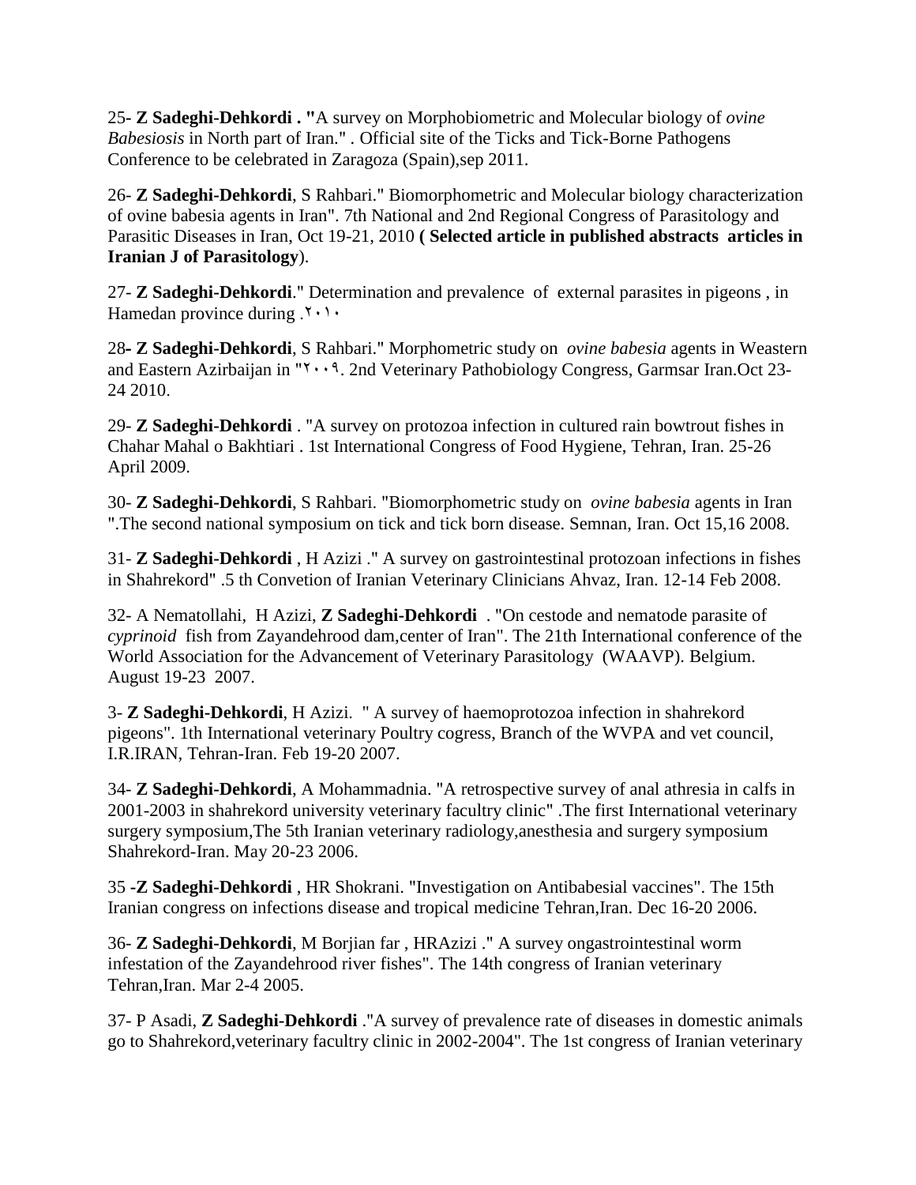25- **Z Sadeghi-Dehkordi . "**A survey on Morphobiometric and Molecular biology of *ovine Babesiosis* in North part of Iran." . Official site of the Ticks and Tick-Borne Pathogens Conference to be celebrated in Zaragoza (Spain),sep 2011.

26- **Z Sadeghi-Dehkordi**, S Rahbari." Biomorphometric and Molecular biology characterization of ovine babesia agents in Iran". 7th National and 2nd Regional Congress of Parasitology and Parasitic Diseases in Iran, Oct 19-21, 2010 **( Selected article in published abstracts articles in Iranian J of Parasitology**).

27- **Z Sadeghi-Dehkordi**." Determination and prevalence of external parasites in pigeons , in Hamedan province during .۲۰۱۰

28**- Z Sadeghi-Dehkordi**, S Rahbari." Morphometric study on *ovine babesia* agents in Weastern and Eastern Azirbaijan in "۲۰۰۹. 2nd Veterinary Pathobiology Congress, Garmsar Iran.Oct 23-24 2010.

29- **Z Sadeghi-Dehkordi** . "A survey on protozoa infection in cultured rain bowtrout fishes in Chahar Mahal o Bakhtiari . 1st International Congress of Food Hygiene, Tehran, Iran. 25-26 April 2009.

30- **Z Sadeghi-Dehkordi**, S Rahbari. "Biomorphometric study on *ovine babesia* agents in Iran ".The second national symposium on tick and tick born disease. Semnan, Iran. Oct 15,16 2008.

31- **Z Sadeghi-Dehkordi** , H Azizi ." A survey on gastrointestinal protozoan infections in fishes in Shahrekord" .5 th Convetion of Iranian Veterinary Clinicians Ahvaz, Iran. 12-14 Feb 2008.

32- A Nematollahi, H Azizi, **Z Sadeghi-Dehkordi** . "On cestode and nematode parasite of *cyprinoid* fish from Zayandehrood dam,center of Iran". The 21th International conference of the World Association for the Advancement of Veterinary Parasitology (WAAVP). Belgium. August 19-23 2007.

3- **Z Sadeghi-Dehkordi**, H Azizi. " A survey of haemoprotozoa infection in shahrekord pigeons". 1th International veterinary Poultry cogress, Branch of the WVPA and vet council, I.R.IRAN, Tehran-Iran. Feb 19-20 2007.

34- **Z Sadeghi-Dehkordi**, A Mohammadnia. "A retrospective survey of anal athresia in calfs in 2001-2003 in shahrekord university veterinary facultry clinic" .The first International veterinary surgery symposium,The 5th Iranian veterinary radiology,anesthesia and surgery symposium Shahrekord-Iran. May 20-23 2006.

35 -**Z Sadeghi-Dehkordi** , HR Shokrani. "Investigation on Antibabesial vaccines". The 15th Iranian congress on infections disease and tropical medicine Tehran,Iran. Dec 16-20 2006.

36- **Z Sadeghi-Dehkordi**, M Borjian far , HRAzizi ." A survey ongastrointestinal worm infestation of the Zayandehrood river fishes". The 14th congress of Iranian veterinary Tehran,Iran. Mar 2-4 2005.

37- P Asadi, **Z Sadeghi-Dehkordi** ."A survey of prevalence rate of diseases in domestic animals go to Shahrekord,veterinary facultry clinic in 2002-2004". The 1st congress of Iranian veterinary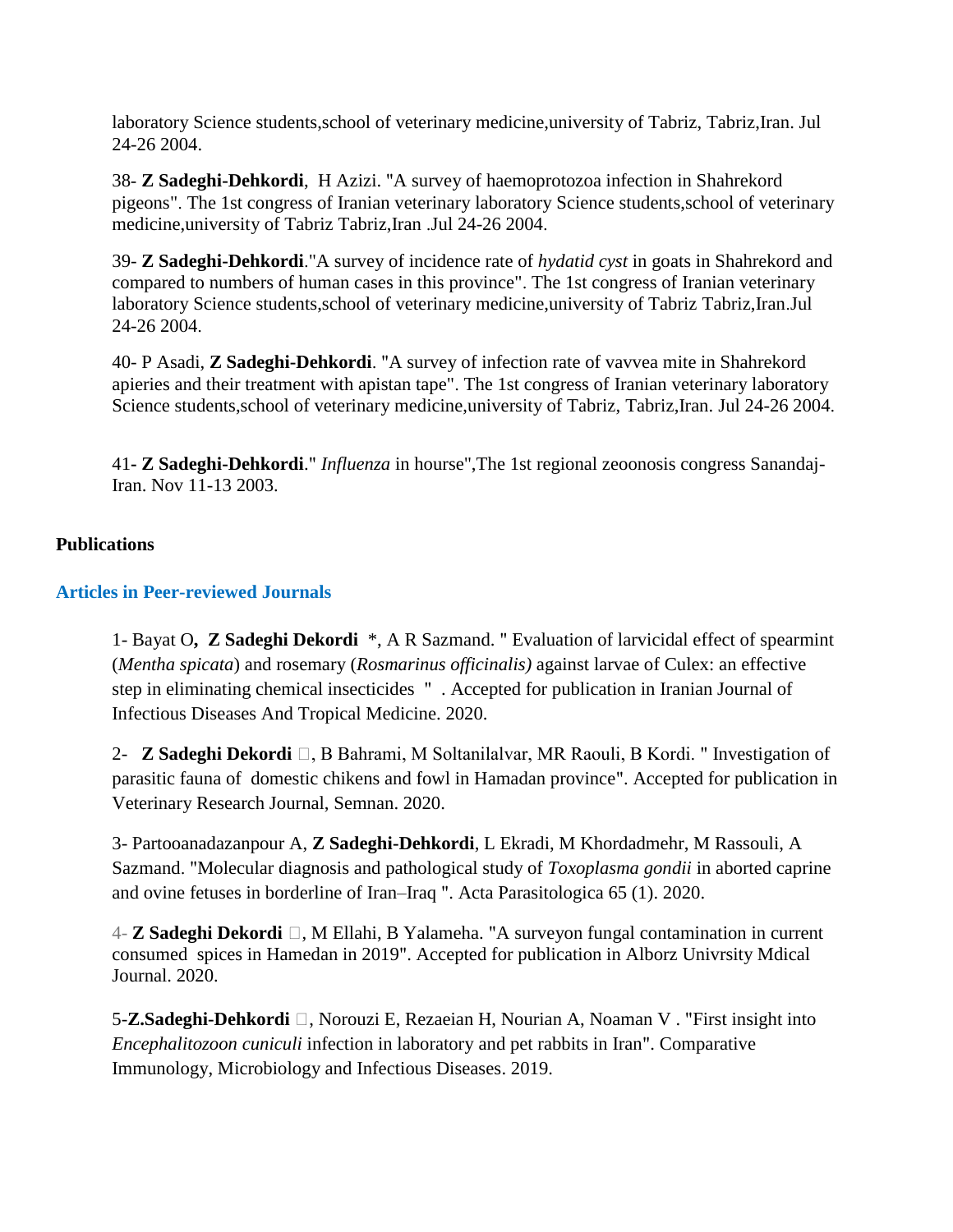laboratory Science students,school of veterinary medicine,university of Tabriz, Tabriz,Iran. Jul 24-26 2004.

38- **Z Sadeghi-Dehkordi**, H Azizi. "A survey of haemoprotozoa infection in Shahrekord pigeons". The 1st congress of Iranian veterinary laboratory Science students,school of veterinary medicine,university of Tabriz Tabriz,Iran .Jul 24-26 2004.

39- **Z Sadeghi-Dehkordi**."A survey of incidence rate of *hydatid cyst* in goats in Shahrekord and compared to numbers of human cases in this province". The 1st congress of Iranian veterinary laboratory Science students,school of veterinary medicine,university of Tabriz Tabriz,Iran.Jul 24-26 2004.

40- P Asadi, **Z Sadeghi-Dehkordi**. "A survey of infection rate of vavvea mite in Shahrekord apieries and their treatment with apistan tape". The 1st congress of Iranian veterinary laboratory Science students,school of veterinary medicine,university of Tabriz, Tabriz,Iran. Jul 24-26 2004.

41- **Z Sadeghi-Dehkordi**." *Influenza* in hourse",The 1st regional zeoonosis congress Sanandaj-Iran. Nov 11-13 2003.

**Publications**

### Articles in Peer-reviewed Journals

1- Bayat O**,** **Z Sadeghi Dekordi** *, A R Sazmand. " Evaluation of larvicidal effect of spearmint (*Mentha spicata*) and rosemary (*Rosmarinus officinalis)* against larvae of Culex: an effective step in eliminating chemical insecticides " . Accepted for publication in Iranian Journal of Infectious Diseases And Tropical Medicine. 2020.

2- **Z Sadeghi Dekordi** , B Bahrami, M Soltanilalvar, MR Raouli, B Kordi. " Investigation of parasitic fauna of domestic chikens and fowl in Hamadan province". Accepted for publication in Veterinary Research Journal, Semnan. 2020.

3- Partooanadazanpour A, **Z Sadeghi-Dehkordi**, L Ekradi, M Khordadmehr, M Rassouli, A Sazmand. "Molecular diagnosis and pathological study of *Toxoplasma gondii* in aborted caprine and ovine fetuses in borderline of Iran–Iraq ". Acta Parasitologica 65 (1). 2020.

4- **Z Sadeghi Dekordi** , M Ellahi, B Yalameha. "A surveyon fungal contamination in current consumed spices in Hamedan in 2019". Accepted for publication in Alborz Univrsity Mdical Journal. 2020.

5-**Z.Sadeghi-Dehkordi** , Norouzi E, Rezaeian H, Nourian A, Noaman V . "First insight into *Encephalitozoon cuniculi* infection in laboratory and pet rabbits in Iran". Comparative Immunology, Microbiology and Infectious Diseases. 2019.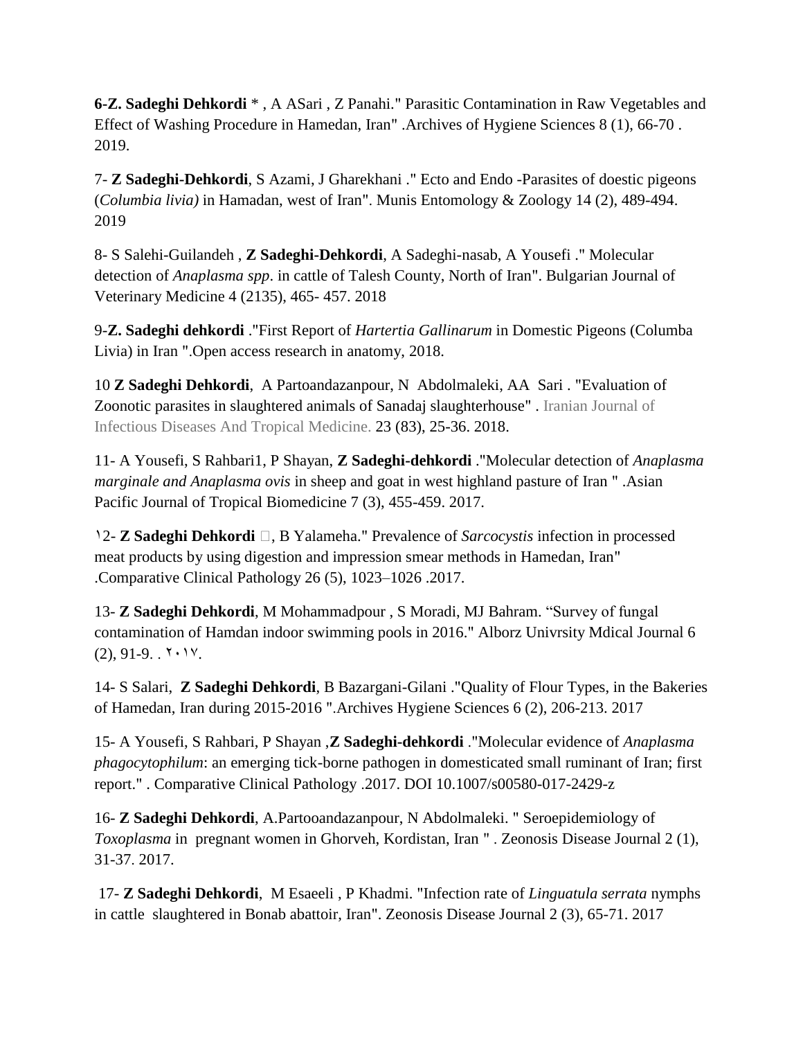6-**Z. Sadeghi Dehkordi** * , A ASari , Z Panahi." Parasitic Contamination in Raw Vegetables and Effect of Washing Procedure in Hamedan, Iran" .Archives of Hygiene Sciences 8 (1), 66-70 . 2019.

7- **Z Sadeghi-Dehkordi**, S Azami, J Gharekhani ." Ecto and Endo -Parasites of doestic pigeons (*Columbia livia)* in Hamadan, west of Iran". Munis Entomology & Zoology 14 (2), 489-494. 2019

8- S Salehi-Guilandeh , **Z Sadeghi-Dehkordi**, A Sadeghi-nasab, A Yousefi ." Molecular detection of *Anaplasma spp*. in cattle of Talesh County, North of Iran". Bulgarian Journal of Veterinary Medicine 4 (2135), 465- 457. 2018

9-**Z. Sadeghi dehkordi** ."First Report of *Hartertia Gallinarum* in Domestic Pigeons (Columba Livia) in Iran ".Open access research in anatomy, 2018.

10 **Z Sadeghi Dehkordi**, A Partoandazanpour, N Abdolmaleki, AA Sari . "Evaluation of Zoonotic parasites in slaughtered animals of Sanadaj slaughterhouse" . Iranian Journal of Infectious Diseases And Tropical Medicine. 23 (83), 25-36. 2018.

11- A Yousefi, S Rahbari1, P Shayan, **Z Sadeghi-dehkordi** ."Molecular detection of *Anaplasma marginale and Anaplasma ovis* in sheep and goat in west highland pasture of Iran " .Asian Pacific Journal of Tropical Biomedicine 7 (3), 455-459. 2017.

١2- **Z Sadeghi Dehkordi** , B Yalameha." Prevalence of *Sarcocystis* infection in processed meat products by using digestion and impression smear methods in Hamedan, Iran" .Comparative Clinical Pathology 26 (5), 1023–1026 .2017.

13- **Z Sadeghi Dehkordi**, M Mohammadpour , S Moradi, MJ Bahram. "Survey of fungal contamination of Hamdan indoor swimming pools in 2016." Alborz Univrsity Mdical Journal 6 (2), 91-9. . ٢٠١٧.

14- S Salari, **Z Sadeghi Dehkordi**, B Bazargani-Gilani ."Quality of Flour Types, in the Bakeries of Hamedan, Iran during 2015-2016 ".Archives Hygiene Sciences 6 (2), 206-213. 2017

15- A Yousefi, S Rahbari, P Shayan ,**Z Sadeghi-dehkordi** ."Molecular evidence of *Anaplasma phagocytophilum*: an emerging tick-borne pathogen in domesticated small ruminant of Iran; first report." . Comparative Clinical Pathology .2017. DOI 10.1007/s00580-017-2429-z

16- **Z Sadeghi Dehkordi**, A.Partooandazanpour, N Abdolmaleki. " Seroepidemiology of *Toxoplasma* in pregnant women in Ghorveh, Kordistan, Iran " . Zeonosis Disease Journal 2 (1), 31-37. 2017.

17- **Z Sadeghi Dehkordi**, M Esaeeli , P Khadmi. "Infection rate of *Linguatula serrata* nymphs in cattle slaughtered in Bonab abattoir, Iran". Zeonosis Disease Journal 2 (3), 65-71. 2017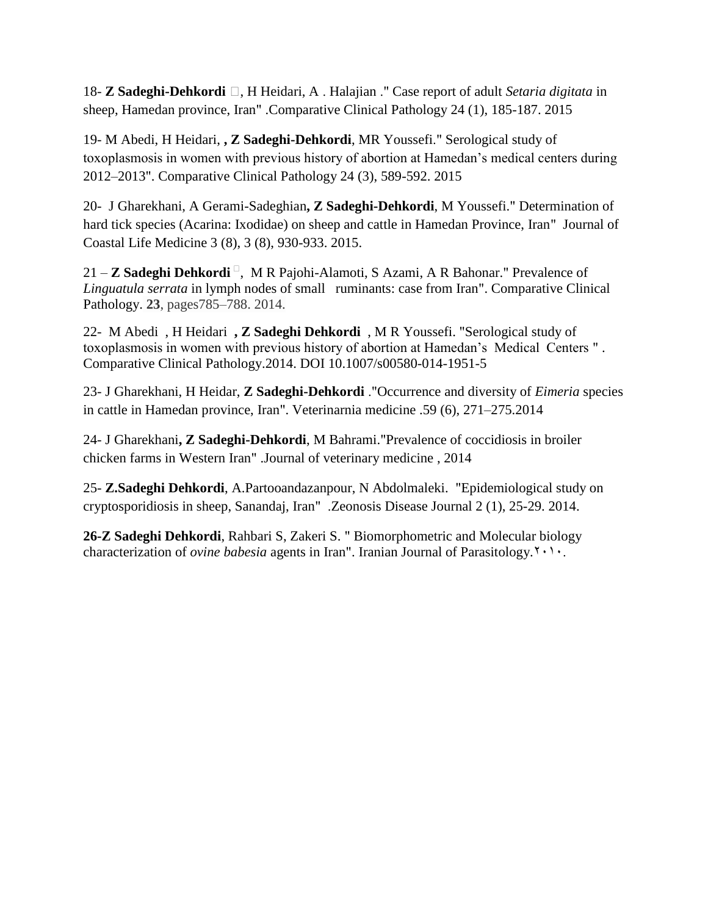18- **Z Sadeghi-Dehkordi** □, H Heidari, A . Halajian ." Case report of adult *Setaria digitata* in sheep, Hamedan province, Iran" .Comparative Clinical Pathology 24 (1), 185-187. 2015

19- M Abedi, H Heidari, **, Z Sadeghi-Dehkordi**, MR Youssefi." Serological study of toxoplasmosis in women with previous history of abortion at Hamedan's medical centers during 2012–2013". Comparative Clinical Pathology 24 (3), 589-592. 2015

20- J Gharekhani, A Gerami-Sadeghian**, Z Sadeghi-Dehkordi**, M Youssefi." Determination of hard tick species (Acarina: Ixodidae) on sheep and cattle in Hamedan Province, Iran" Journal of Coastal Life Medicine 3 (8), 3 (8), 930-933. 2015.

21 – **Z Sadeghi Dehkordi** □, M R Pajohi-Alamoti, S Azami, A R Bahonar." Prevalence of *Linguatula serrata* in lymph nodes of small ruminants: case from Iran". Comparative Clinical Pathology. **23**, pages785–788. 2014.

22- M Abedi , H Heidari **, Z Sadeghi Dehkordi** , M R Youssefi. "Serological study of toxoplasmosis in women with previous history of abortion at Hamedan's Medical Centers " . Comparative Clinical Pathology.2014. DOI 10.1007/s00580-014-1951-5

23- J Gharekhani, H Heidar, **Z Sadeghi-Dehkordi** ."Occurrence and diversity of *Eimeria* species in cattle in Hamedan province, Iran". Veterinarnia medicine .59 (6), 271–275.2014

24- J Gharekhani**, Z Sadeghi-Dehkordi**, M Bahrami."Prevalence of coccidiosis in broiler chicken farms in Western Iran" .Journal of veterinary medicine , 2014

25- **Z.Sadeghi Dehkordi**, A.Partooandazanpour, N Abdolmaleki. "Epidemiological study on cryptosporidiosis in sheep, Sanandaj, Iran" .Zeonosis Disease Journal 2 (1), 25-29. 2014.

**26-Z Sadeghi Dehkordi**, Rahbari S, Zakeri S. " Biomorphometric and Molecular biology characterization of *ovine babesia* agents in Iran". Iranian Journal of Parasitology.۲۰۱۰.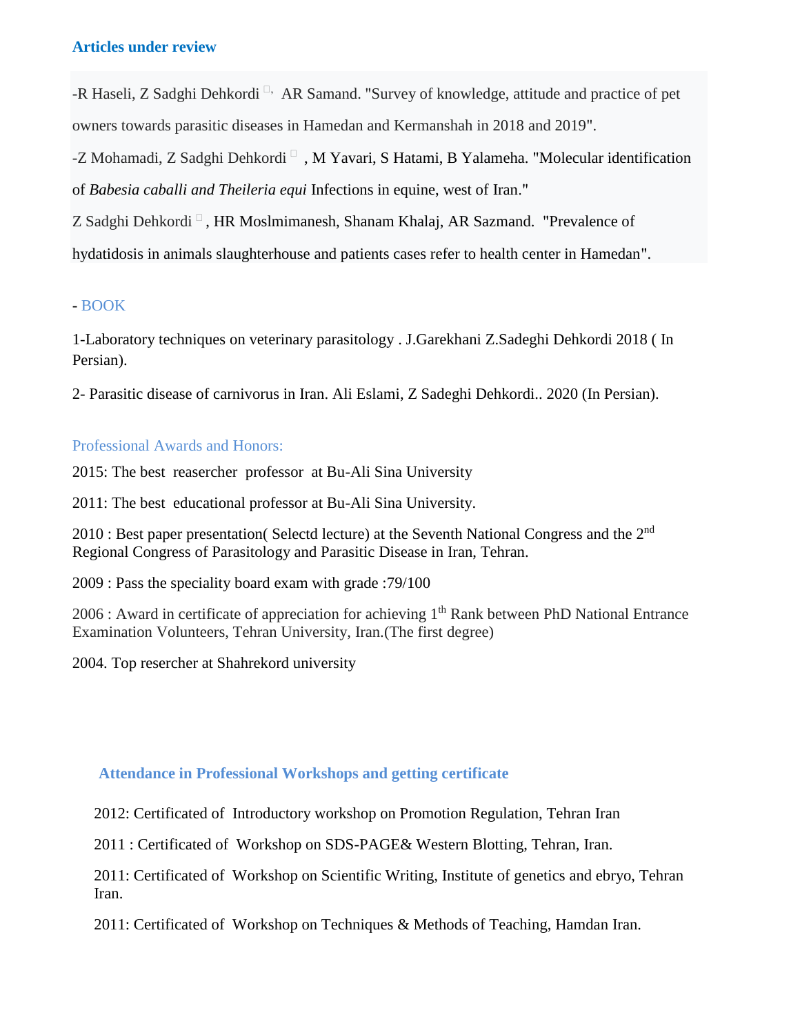### Articles under review

-R Haseli, Z Sadghi Dehkordi , AR Samand. "Survey of knowledge, attitude and practice of pet owners towards parasitic diseases in Hamedan and Kermanshah in 2018 and 2019".

-Z Mohamadi, Z Sadghi Dehkordi , M Yavari, S Hatami, B Yalameha. "Molecular identification of *Babesia caballi and Theileria equi* Infections in equine, west of Iran."

Z Sadghi Dehkordi , HR Moslmimanesh, Shanam Khalaj, AR Sazmand. "Prevalence of hydatidosis in animals slaughterhouse and patients cases refer to health center in Hamedan".

- BOOK

1-Laboratory techniques on veterinary parasitology . J.Garekhani Z.Sadeghi Dehkordi 2018 ( In Persian).

2- Parasitic disease of carnivorus in Iran. Ali Eslami, Z Sadeghi Dehkordi.. 2020 (In Persian).

### Professional Awards and Honors:

2015: The best reasercher professor at Bu-Ali Sina University

2011: The best educational professor at Bu-Ali Sina University.

2010 : Best paper presentation( Selectd lecture) at the Seventh National Congress and the 2nd Regional Congress of Parasitology and Parasitic Disease in Iran, Tehran.

2009 : Pass the speciality board exam with grade :79/100

2006 : Award in certificate of appreciation for achieving 1th Rank between PhD National Entrance Examination Volunteers, Tehran University, Iran.(The first degree)

2004. Top resercher at Shahrekord university

### Attendance in Professional Workshops and getting certificate

2012: Certificated of Introductory workshop on Promotion Regulation, Tehran Iran

2011 : Certificated of Workshop on SDS-PAGE& Western Blotting, Tehran, Iran.

2011: Certificated of Workshop on Scientific Writing, Institute of genetics and ebryo, Tehran Iran.

2011: Certificated of Workshop on Techniques & Methods of Teaching, Hamdan Iran.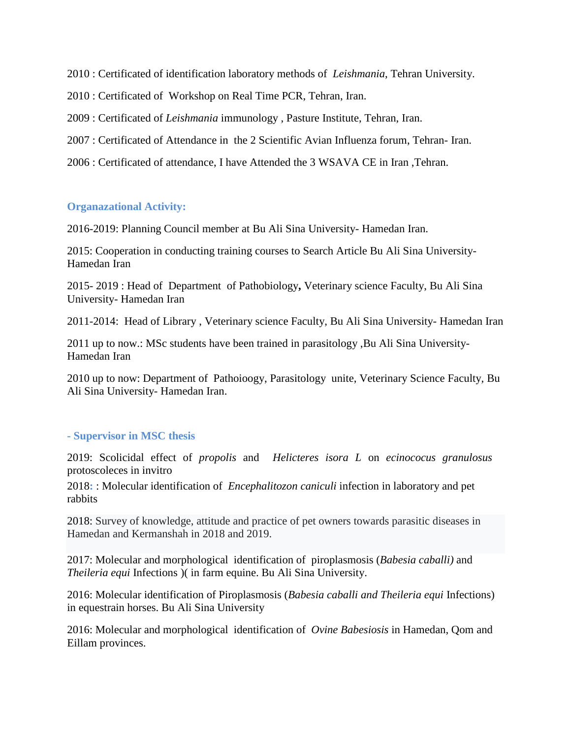2010 : Certificated of identification laboratory methods of *Leishmania*, Tehran University.

2010 : Certificated of Workshop on Real Time PCR, Tehran, Iran.

2009 : Certificated of *Leishmania* immunology , Pasture Institute, Tehran, Iran.

2007 : Certificated of Attendance in the 2 Scientific Avian Influenza forum, Tehran- Iran.

2006 : Certificated of attendance, I have Attended the 3 WSAVA CE in Iran ,Tehran.

### Organazational Activity:

2016-2019: Planning Council member at Bu Ali Sina University- Hamedan Iran.

2015: Cooperation in conducting training courses to Search Article Bu Ali Sina University-Hamedan Iran

2015- 2019 : Head of Department of Pathobiology**,** Veterinary science Faculty, Bu Ali Sina University- Hamedan Iran

2011-2014: Head of Library , Veterinary science Faculty, Bu Ali Sina University- Hamedan Iran

2011 up to now.: MSc students have been trained in parasitology ,Bu Ali Sina University-Hamedan Iran

2010 up to now: Department of Pathoioogy, Parasitology unite, Veterinary Science Faculty, Bu Ali Sina University- Hamedan Iran.

### - Supervisor in MSC thesis

2019: Scolicidal effect of *propolis* and *Helicteres isora L* on *ecinococus granulosus* protoscoleces in invitro

2018: : Molecular identification of *Encephalitozon caniculi* infection in laboratory and pet rabbits

2018: Survey of knowledge, attitude and practice of pet owners towards parasitic diseases in Hamedan and Kermanshah in 2018 and 2019.

2017: Molecular and morphological identification of piroplasmosis (*Babesia caballi)* and *Theileria equi* Infections )( in farm equine. Bu Ali Sina University.

2016: Molecular identification of Piroplasmosis (*Babesia caballi and Theileria equi* Infections) in equestrain horses. Bu Ali Sina University

2016: Molecular and morphological identification of *Ovine Babesiosis* in Hamedan, Qom and Eillam provinces.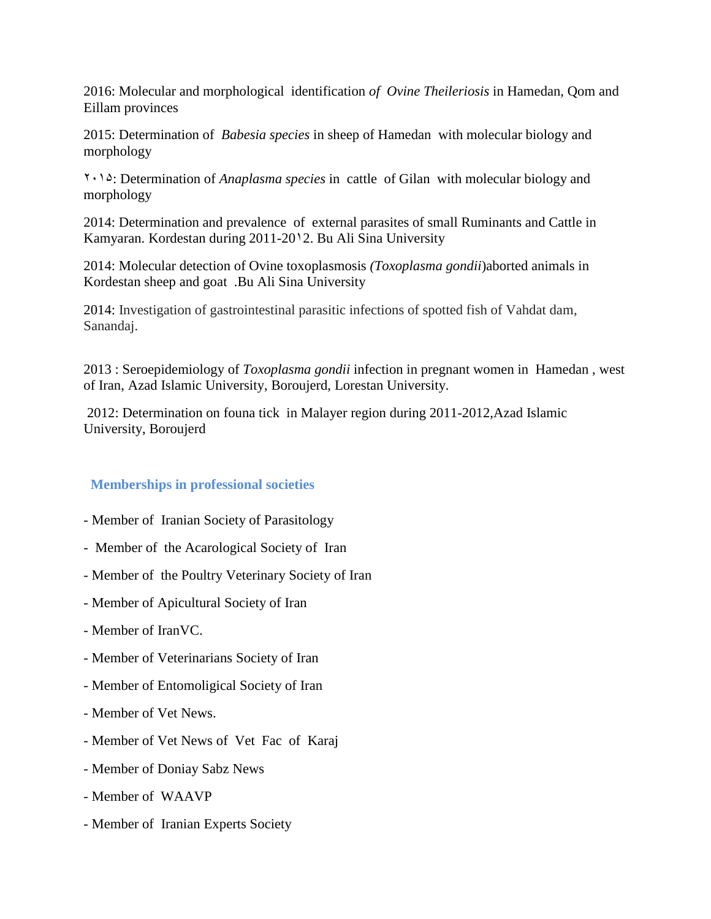2016: Molecular and morphological identification *of Ovine Theileriosis* in Hamedan, Qom and Eillam provinces

2015: Determination of *Babesia species* in sheep of Hamedan with molecular biology and morphology

۲۰۱۵: Determination of *Anaplasma species* in cattle of Gilan with molecular biology and morphology

2014: Determination and prevalence of external parasites of small Ruminants and Cattle in Kamyaran. Kordestan during 2011-20۱2. Bu Ali Sina University

2014: Molecular detection of Ovine toxoplasmosis *(Toxoplasma gondii*)aborted animals in Kordestan sheep and goat .Bu Ali Sina University

2014: Investigation of gastrointestinal parasitic infections of spotted fish of Vahdat dam, Sanandaj.

2013 : Seroepidemiology of *Toxoplasma gondii* infection in pregnant women in Hamedan , west of Iran, Azad Islamic University, Boroujerd, Lorestan University.

2012: Determination on founa tick in Malayer region during 2011-2012,Azad Islamic University, Boroujerd

## Memberships in professional societies

- Member of Iranian Society of Parasitology
- Member of the Acarological Society of Iran
- Member of the Poultry Veterinary Society of Iran
- Member of Apicultural Society of Iran
- Member of IranVC.
- Member of Veterinarians Society of Iran
- Member of Entomoligical Society of Iran
- Member of Vet News.
- Member of Vet News of Vet Fac of Karaj
- Member of Doniay Sabz News
- Member of WAAVP
- Member of Iranian Experts Society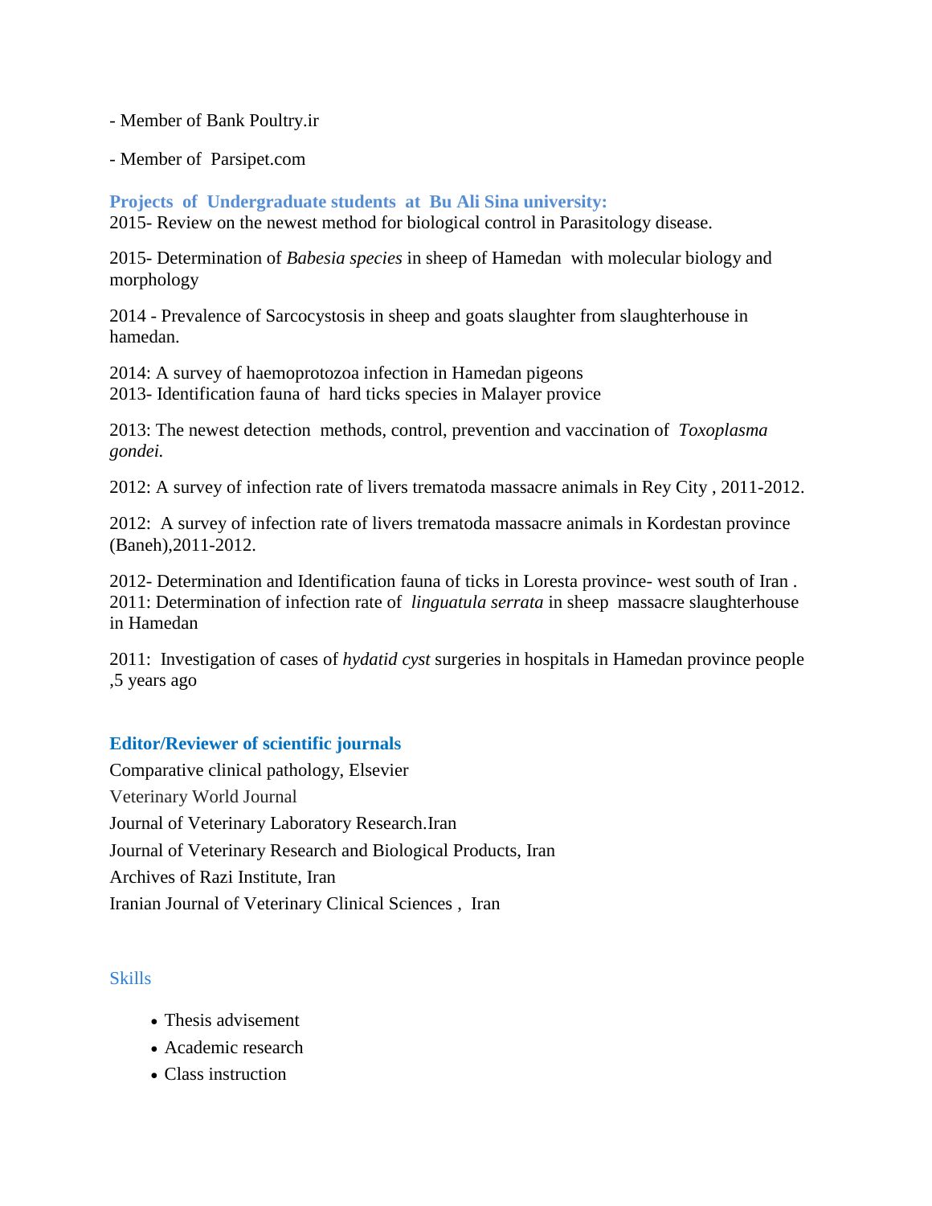- Member of Bank Poultry.ir

- Member of  Parsipet.com

### Projects  of  Undergraduate students  at  Bu Ali Sina university:

2015- Review on the newest method for biological control in Parasitology disease.

2015- Determination of *Babesia species* in sheep of Hamedan  with molecular biology and morphology

2014 - Prevalence of Sarcocystosis in sheep and goats slaughter from slaughterhouse in hamedan.

2014: A survey of haemoprotozoa infection in Hamedan pigeons
2013- Identification fauna of  hard ticks species in Malayer provice

2013: The newest detection  methods, control, prevention and vaccination of  *Toxoplasma gondei.*

2012: A survey of infection rate of livers trematoda massacre animals in Rey City , 2011-2012.

2012:  A survey of infection rate of livers trematoda massacre animals in Kordestan province (Baneh),2011-2012.

2012- Determination and Identification fauna of ticks in Loresta province- west south of Iran .
2011: Determination of infection rate of  *linguatula serrata* in sheep  massacre slaughterhouse in Hamedan

2011:  Investigation of cases of *hydatid cyst* surgeries in hospitals in Hamedan province people ,5 years ago

### Editor/Reviewer of scientific journals

Comparative clinical pathology, Elsevier

Veterinary World Journal

Journal of Veterinary Laboratory Research.Iran

Journal of Veterinary Research and Biological Products, Iran

Archives of Razi Institute, Iran

Iranian Journal of Veterinary Clinical Sciences ,  Iran

### Skills

- Thesis advisement
- Academic research
- Class instruction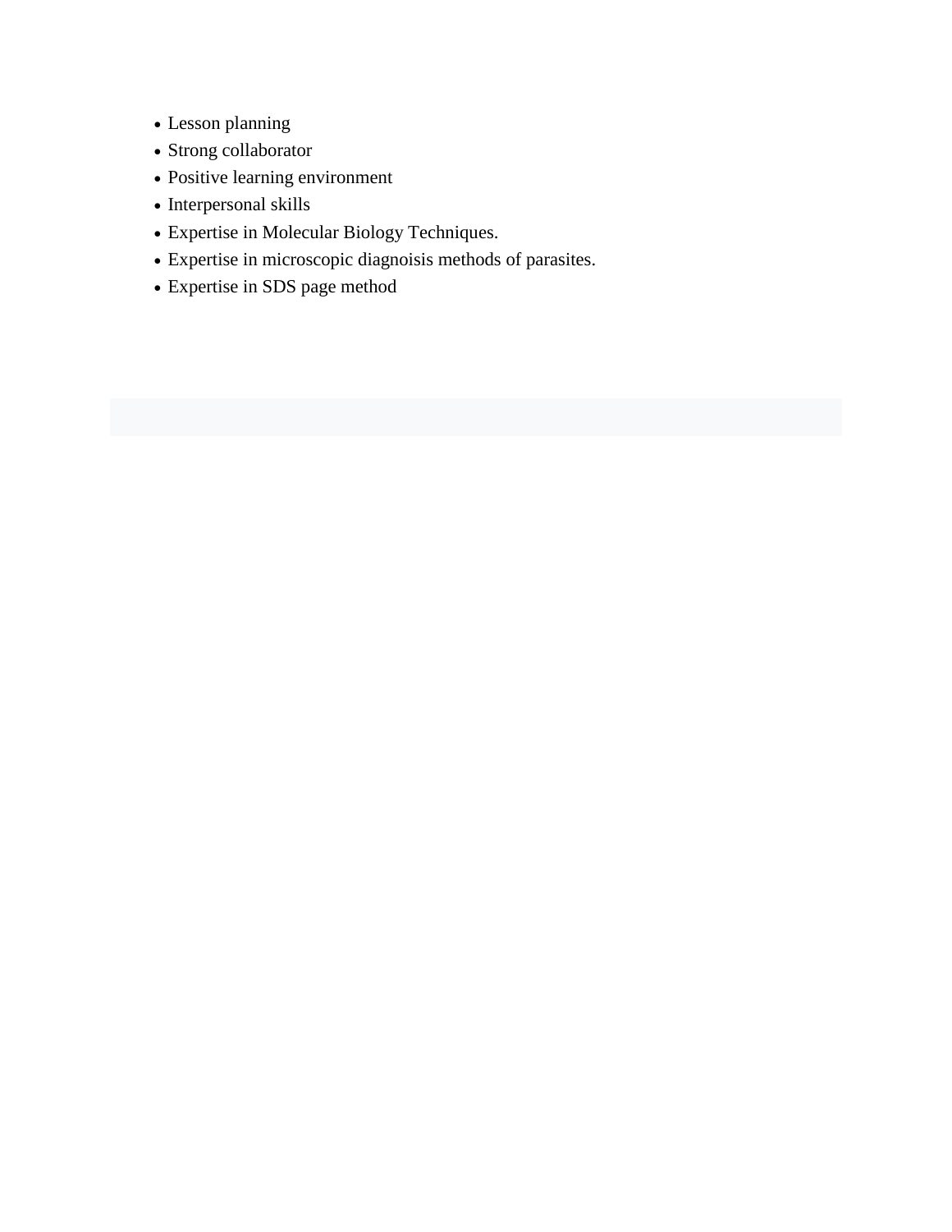- Lesson planning
- Strong collaborator
- Positive learning environment
- Interpersonal skills
- Expertise in Molecular Biology Techniques.
- Expertise in microscopic diagnoisis methods of parasites.
- Expertise in SDS page method